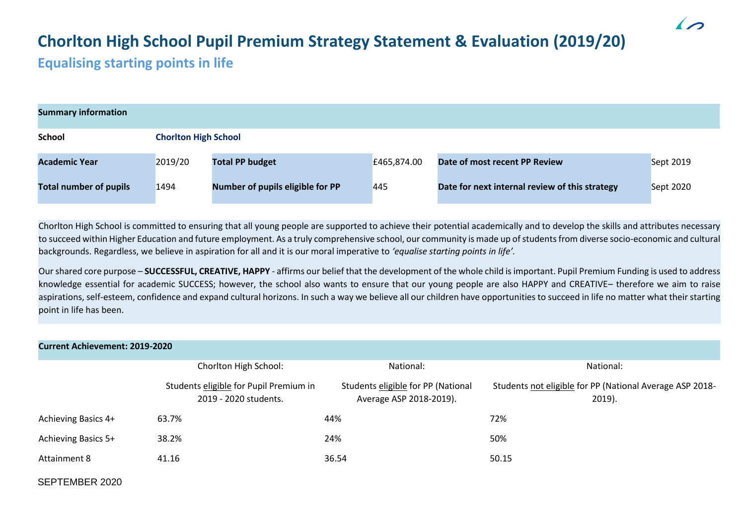# Chorlton High School Pupil Premium Strategy Statement & Evaluation (2019/20)

## Equalising starting points in life

| Summary information | | | | | |
|---|---|---|---|---|---|
| **School** | **Chorlton High School** | | | | |
| **Academic Year** | 2019/20 | **Total PP budget** | £465,874.00 | **Date of most recent PP Review** | Sept 2019 |
| **Total number of pupils** | 1494 | **Number of pupils eligible for PP** | 445 | **Date for next internal review of this strategy** | Sept 2020 |

Chorlton High School is committed to ensuring that all young people are supported to achieve their potential academically and to develop the skills and attributes necessary to succeed within Higher Education and future employment. As a truly comprehensive school, our community is made up of students from diverse socio-economic and cultural backgrounds. Regardless, we believe in aspiration for all and it is our moral imperative to *'equalise starting points in life'.*

Our shared core purpose – **SUCCESSFUL, CREATIVE, HAPPY** - affirms our belief that the development of the whole child is important. Pupil Premium Funding is used to address knowledge essential for academic SUCCESS; however, the school also wants to ensure that our young people are also HAPPY and CREATIVE– therefore we aim to raise aspirations, self-esteem, confidence and expand cultural horizons. In such a way we believe all our children have opportunities to succeed in life no matter what their starting point in life has been.

| Current Achievement: 2019-2020 | | | |
|---|---|---|---|
| | Chorlton High School: | National: | National: |
| | Students eligible for Pupil Premium in 2019 - 2020 students. | Students eligible for PP (National Average ASP 2018-2019). | Students not eligible for PP (National Average ASP 2018-2019). |
| Achieving Basics 4+ | 63.7% | 44% | 72% |
| Achieving Basics 5+ | 38.2% | 24% | 50% |
| Attainment 8 | 41.16 | 36.54 | 50.15 |

SEPTEMBER 2020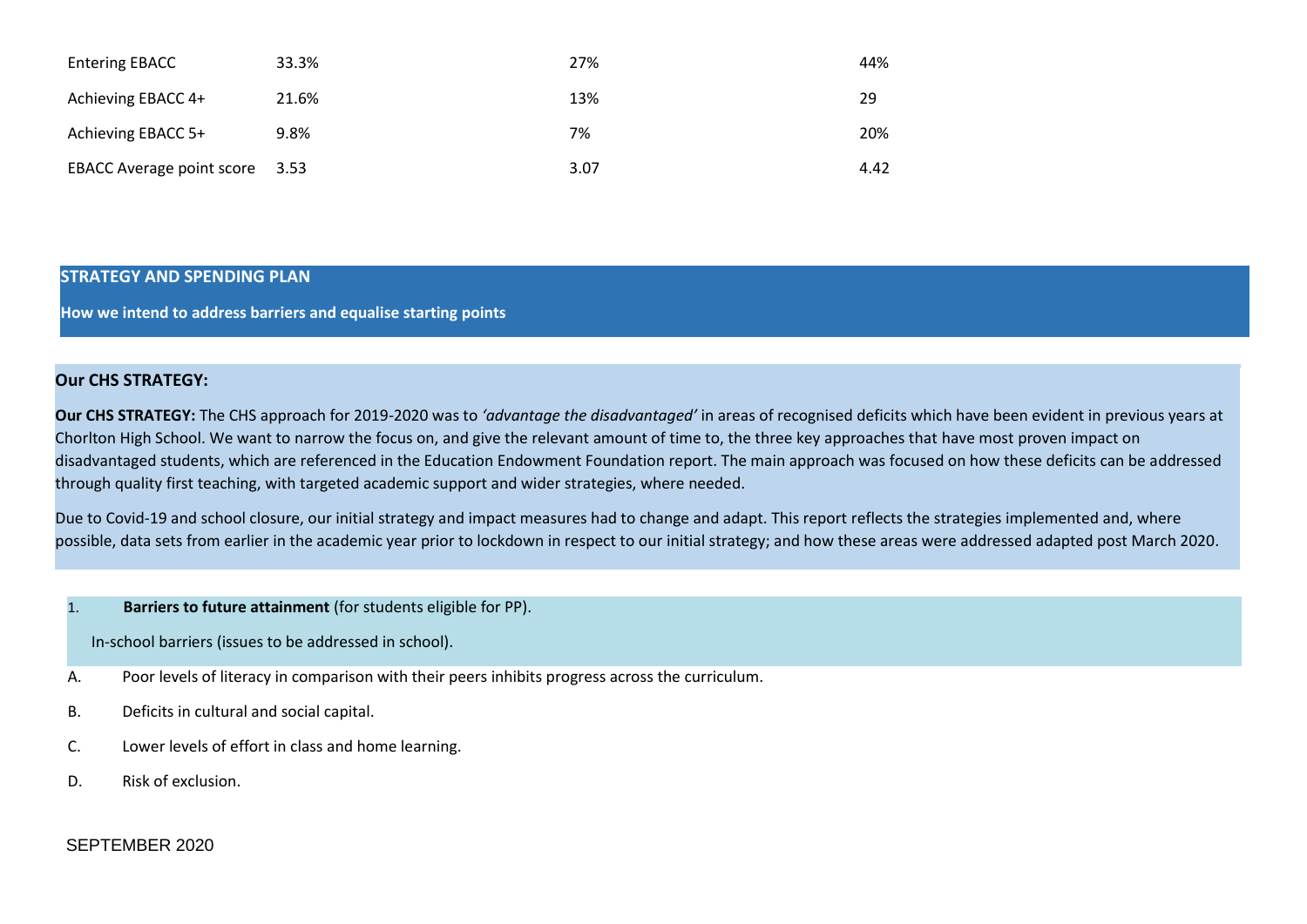| | | | |
|---|---|---|---|
| Entering EBACC | 33.3% | 27% | 44% |
| Achieving EBACC 4+ | 21.6% | 13% | 29 |
| Achieving EBACC 5+ | 9.8% | 7% | 20% |
| EBACC Average point score | 3.53 | 3.07 | 4.42 |

## STRATEGY AND SPENDING PLAN

**How we intend to address barriers and equalise starting points**

### Our CHS STRATEGY:

**Our CHS STRATEGY:** The CHS approach for 2019-2020 was to *'advantage the disadvantaged'* in areas of recognised deficits which have been evident in previous years at Chorlton High School. We want to narrow the focus on, and give the relevant amount of time to, the three key approaches that have most proven impact on disadvantaged students, which are referenced in the Education Endowment Foundation report. The main approach was focused on how these deficits can be addressed through quality first teaching, with targeted academic support and wider strategies, where needed.

Due to Covid-19 and school closure, our initial strategy and impact measures had to change and adapt. This report reflects the strategies implemented and, where possible, data sets from earlier in the academic year prior to lockdown in respect to our initial strategy; and how these areas were addressed adapted post March 2020.

1. **Barriers to future attainment** (for students eligible for PP).

In-school barriers (issues to be addressed in school).

A. Poor levels of literacy in comparison with their peers inhibits progress across the curriculum.

B. Deficits in cultural and social capital.

C. Lower levels of effort in class and home learning.

D. Risk of exclusion.

SEPTEMBER 2020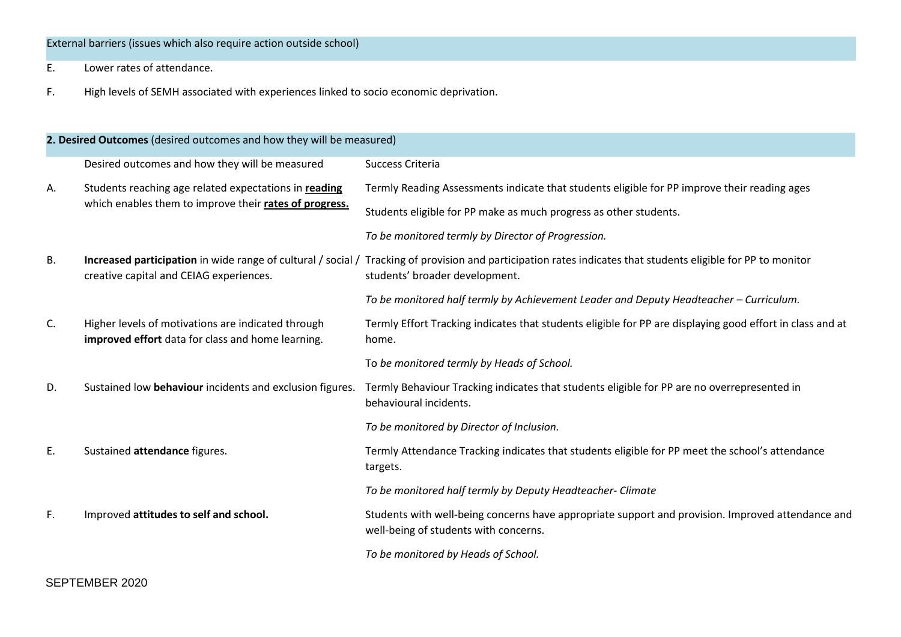| External barriers (issues which also require action outside school) | |
|---|---|
| E. | Lower rates of attendance. |
| F. | High levels of SEMH associated with experiences linked to socio economic deprivation. |

| **2. Desired Outcomes** (desired outcomes and how they will be measured) | | |
|---|---|---|
| | Desired outcomes and how they will be measured | Success Criteria |
| A. | Students reaching age related expectations in **reading** which enables them to improve their **rates of progress.** | Termly Reading Assessments indicate that students eligible for PP improve their reading ages<br><br>Students eligible for PP make as much progress as other students.<br><br>*To be monitored termly by Director of Progression.* |
| B. | **Increased participation** in wide range of cultural / social / creative capital and CEIAG experiences. | Tracking of provision and participation rates indicates that students eligible for PP to monitor students' broader development.<br><br>*To be monitored half termly by Achievement Leader and Deputy Headteacher – Curriculum.* |
| C. | Higher levels of motivations are indicated through **improved effort** data for class and home learning. | Termly Effort Tracking indicates that students eligible for PP are displaying good effort in class and at home.<br><br>To *be monitored termly by Heads of School.* |
| D. | Sustained low **behaviour** incidents and exclusion figures. | Termly Behaviour Tracking indicates that students eligible for PP are no overrepresented in behavioural incidents.<br><br>*To be monitored by Director of Inclusion.* |
| E. | Sustained **attendance** figures. | Termly Attendance Tracking indicates that students eligible for PP meet the school's attendance targets.<br><br>*To be monitored half termly by Deputy Headteacher- Climate* |
| F. | Improved **attitudes to self and school.** | Students with well-being concerns have appropriate support and provision. Improved attendance and well-being of students with concerns.<br><br>*To be monitored by Heads of School.* |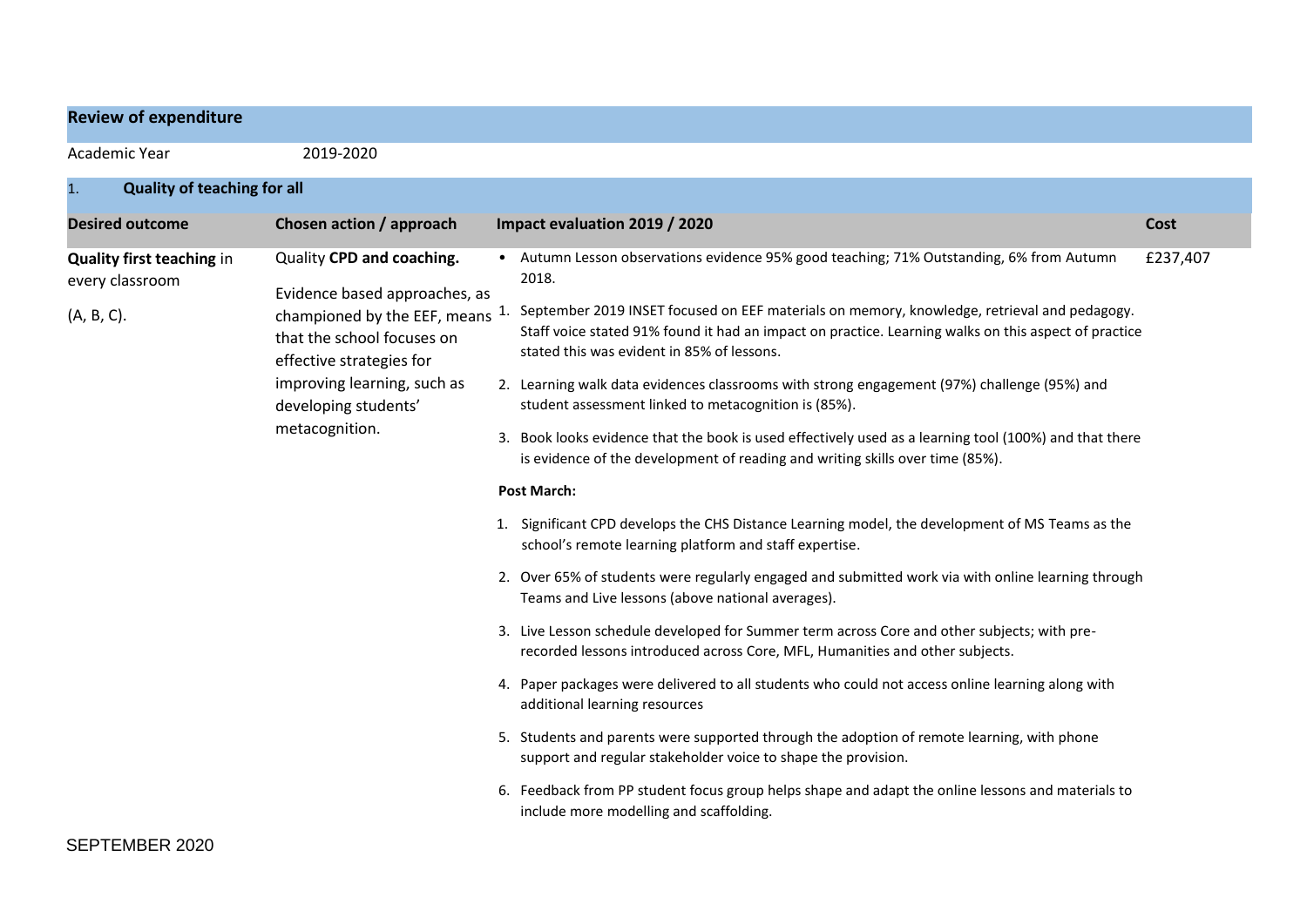## Review of expenditure

Academic Year 2019-2020

### 1. Quality of teaching for all

| Desired outcome | Chosen action / approach | Impact evaluation 2019 / 2020 | Cost |
|---|---|---|---|
| **Quality first teaching** in every classroom<br><br>(A, B, C). | Quality **CPD and coaching.**<br><br>Evidence based approaches, as championed by the EEF, means that the school focuses on effective strategies for improving learning, such as developing students' metacognition. | • Autumn Lesson observations evidence 95% good teaching; 71% Outstanding, 6% from Autumn 2018.<br><br>1. September 2019 INSET focused on EEF materials on memory, knowledge, retrieval and pedagogy. Staff voice stated 91% found it had an impact on practice. Learning walks on this aspect of practice stated this was evident in 85% of lessons.<br><br>2. Learning walk data evidences classrooms with strong engagement (97%) challenge (95%) and student assessment linked to metacognition is (85%).<br><br>3. Book looks evidence that the book is used effectively used as a learning tool (100%) and that there is evidence of the development of reading and writing skills over time (85%).<br><br>**Post March:**<br><br>1. Significant CPD develops the CHS Distance Learning model, the development of MS Teams as the school's remote learning platform and staff expertise.<br><br>2. Over 65% of students were regularly engaged and submitted work via with online learning through Teams and Live lessons (above national averages).<br><br>3. Live Lesson schedule developed for Summer term across Core and other subjects; with pre-recorded lessons introduced across Core, MFL, Humanities and other subjects.<br><br>4. Paper packages were delivered to all students who could not access online learning along with additional learning resources<br><br>5. Students and parents were supported through the adoption of remote learning, with phone support and regular stakeholder voice to shape the provision.<br><br>6. Feedback from PP student focus group helps shape and adapt the online lessons and materials to include more modelling and scaffolding. | £237,407 |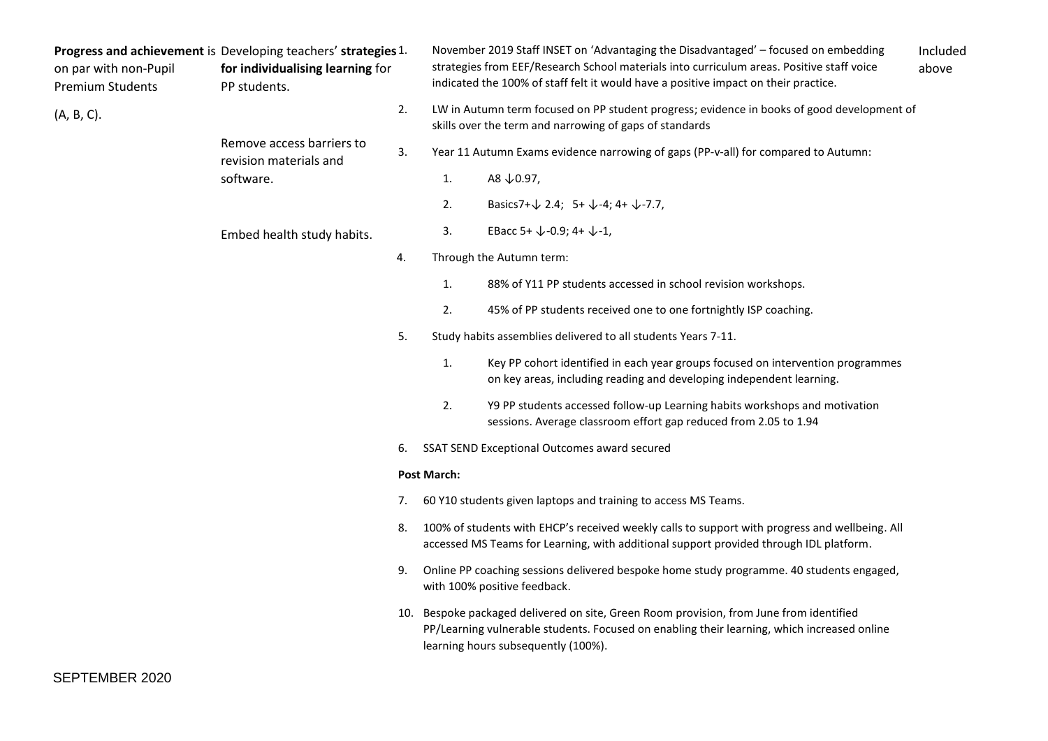| | | | |
|---|---|---|---|
| **Progress and achievement** is on par with non-Pupil Premium Students<br><br>(A, B, C). | Developing teachers' **strategies for individualising learning** for PP students.<br><br>Remove access barriers to revision materials and software.<br><br>Embed health study habits. | 1. November 2019 Staff INSET on 'Advantaging the Disadvantaged' – focused on embedding strategies from EEF/Research School materials into curriculum areas. Positive staff voice indicated the 100% of staff felt it would have a positive impact on their practice.<br>2. LW in Autumn term focused on PP student progress; evidence in books of good development of skills over the term and narrowing of gaps of standards<br>3. Year 11 Autumn Exams evidence narrowing of gaps (PP-v-all) for compared to Autumn:<br>&nbsp;&nbsp;&nbsp;1. A8 ↓0.97,<br>&nbsp;&nbsp;&nbsp;2. Basics7+↓ 2.4; 5+ ↓-4; 4+ ↓-7.7,<br>&nbsp;&nbsp;&nbsp;3. EBacc 5+ ↓-0.9; 4+ ↓-1,<br>4. Through the Autumn term:<br>&nbsp;&nbsp;&nbsp;1. 88% of Y11 PP students accessed in school revision workshops.<br>&nbsp;&nbsp;&nbsp;2. 45% of PP students received one to one fortnightly ISP coaching.<br>5. Study habits assemblies delivered to all students Years 7-11.<br>&nbsp;&nbsp;&nbsp;1. Key PP cohort identified in each year groups focused on intervention programmes on key areas, including reading and developing independent learning.<br>&nbsp;&nbsp;&nbsp;2. Y9 PP students accessed follow-up Learning habits workshops and motivation sessions. Average classroom effort gap reduced from 2.05 to 1.94<br>6. SSAT SEND Exceptional Outcomes award secured<br><br>**Post March:**<br><br>7. 60 Y10 students given laptops and training to access MS Teams.<br>8. 100% of students with EHCP's received weekly calls to support with progress and wellbeing. All accessed MS Teams for Learning, with additional support provided through IDL platform.<br>9. Online PP coaching sessions delivered bespoke home study programme. 40 students engaged, with 100% positive feedback.<br>10. Bespoke packaged delivered on site, Green Room provision, from June from identified PP/Learning vulnerable students. Focused on enabling their learning, which increased online learning hours subsequently (100%). | Included above |

SEPTEMBER 2020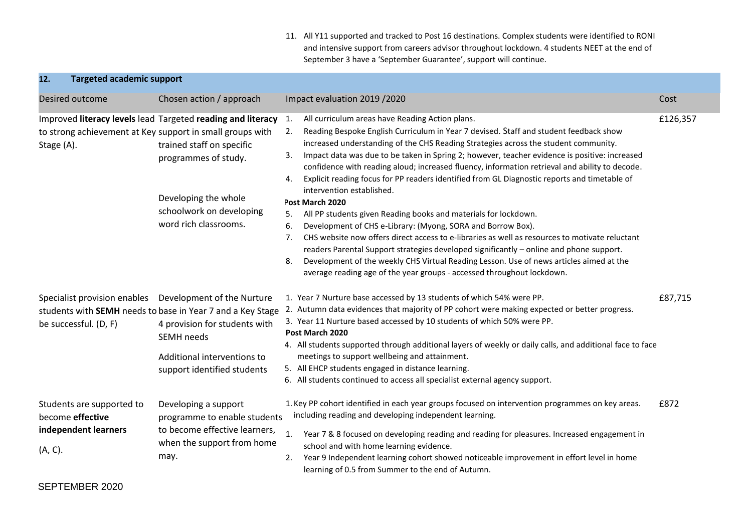11. All Y11 supported and tracked to Post 16 destinations. Complex students were identified to RONI and intensive support from careers advisor throughout lockdown. 4 students NEET at the end of September 3 have a 'September Guarantee', support will continue.

| **12. Targeted academic support** | | | |
|---|---|---|---|
| Desired outcome | Chosen action / approach | Impact evaluation 2019 /2020 | Cost |
| Improved **literacy levels** lead to strong achievement at Key Stage (A). | Targeted **reading and literacy** support in small groups with trained staff on specific programmes of study.<br><br>Developing the whole schoolwork on developing word rich classrooms. | 1. All curriculum areas have Reading Action plans.<br>2. Reading Bespoke English Curriculum in Year 7 devised. Staff and student feedback show increased understanding of the CHS Reading Strategies across the student community.<br>3. Impact data was due to be taken in Spring 2; however, teacher evidence is positive: increased confidence with reading aloud; increased fluency, information retrieval and ability to decode.<br>4. Explicit reading focus for PP readers identified from GL Diagnostic reports and timetable of intervention established.<br>**Post March 2020**<br>5. All PP students given Reading books and materials for lockdown.<br>6. Development of CHS e-Library: (Myong, SORA and Borrow Box).<br>7. CHS website now offers direct access to e-libraries as well as resources to motivate reluctant readers Parental Support strategies developed significantly – online and phone support.<br>8. Development of the weekly CHS Virtual Reading Lesson. Use of news articles aimed at the average reading age of the year groups - accessed throughout lockdown. | £126,357 |
| Specialist provision enables students with **SEMH** needs to be successful. (D, F) | Development of the Nurture base in Year 7 and a Key Stage 4 provision for students with SEMH needs<br><br>Additional interventions to support identified students | 1. Year 7 Nurture base accessed by 13 students of which 54% were PP.<br>2. Autumn data evidences that majority of PP cohort were making expected or better progress.<br>3. Year 11 Nurture based accessed by 10 students of which 50% were PP.<br>**Post March 2020**<br>4. All students supported through additional layers of weekly or daily calls, and additional face to face meetings to support wellbeing and attainment.<br>5. All EHCP students engaged in distance learning.<br>6. All students continued to access all specialist external agency support. | £87,715 |
| Students are supported to become **effective independent learners**<br><br>(A, C). | Developing a support programme to enable students to become effective learners, when the support from home may. | 1. Key PP cohort identified in each year groups focused on intervention programmes on key areas. including reading and developing independent learning.<br>1. Year 7 & 8 focused on developing reading and reading for pleasures. Increased engagement in school and with home learning evidence.<br>2. Year 9 Independent learning cohort showed noticeable improvement in effort level in home learning of 0.5 from Summer to the end of Autumn. | £872 |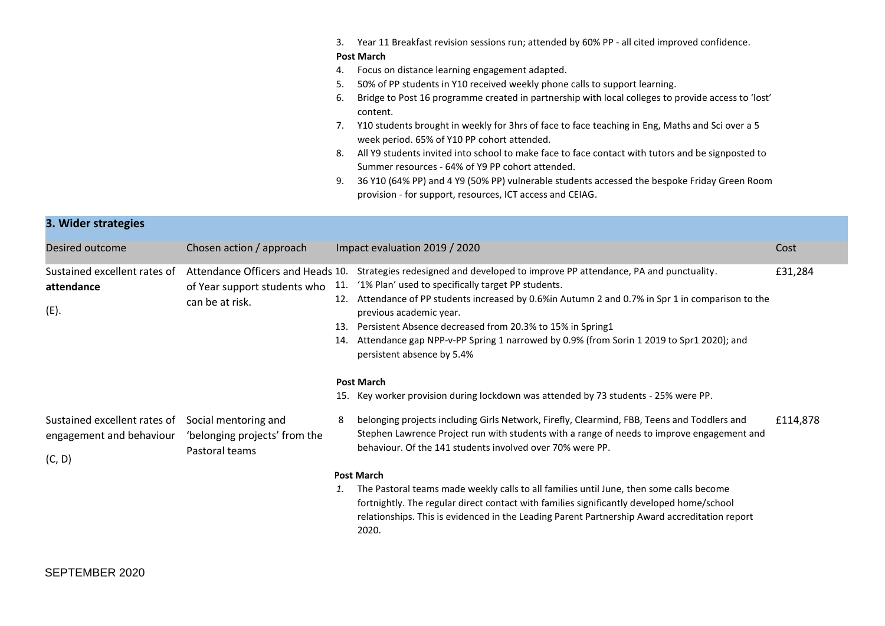| | | | |
|---|---|---|---|
| | | 3. Year 11 Breakfast revision sessions run; attended by 60% PP - all cited improved confidence.<br>**Post March**<br>4. Focus on distance learning engagement adapted.<br>5. 50% of PP students in Y10 received weekly phone calls to support learning.<br>6. Bridge to Post 16 programme created in partnership with local colleges to provide access to 'lost' content.<br>7. Y10 students brought in weekly for 3hrs of face to face teaching in Eng, Maths and Sci over a 5 week period. 65% of Y10 PP cohort attended.<br>8. All Y9 students invited into school to make face to face contact with tutors and be signposted to Summer resources - 64% of Y9 PP cohort attended.<br>9. 36 Y10 (64% PP) and 4 Y9 (50% PP) vulnerable students accessed the bespoke Friday Green Room provision - for support, resources, ICT access and CEIAG. | |

| **3. Wider strategies** | | | |
|---|---|---|---|
| Desired outcome | Chosen action / approach | Impact evaluation 2019 / 2020 | Cost |
| Sustained excellent rates of **attendance**<br>(E). | Attendance Officers and Heads of Year support students who can be at risk. | 10. Strategies redesigned and developed to improve PP attendance, PA and punctuality.<br>11. '1% Plan' used to specifically target PP students.<br>12. Attendance of PP students increased by 0.6%in Autumn 2 and 0.7% in Spr 1 in comparison to the previous academic year.<br>13. Persistent Absence decreased from 20.3% to 15% in Spring1<br>14. Attendance gap NPP-v-PP Spring 1 narrowed by 0.9% (from Sorin 1 2019 to Spr1 2020); and persistent absence by 5.4%<br>**Post March**<br>15. Key worker provision during lockdown was attended by 73 students - 25% were PP. | £31,284 |
| Sustained excellent rates of engagement and behaviour<br>(C, D) | Social mentoring and 'belonging projects' from the Pastoral teams | 8 belonging projects including Girls Network, Firefly, Clearmind, FBB, Teens and Toddlers and Stephen Lawrence Project run with students with a range of needs to improve engagement and behaviour. Of the 141 students involved over 70% were PP.<br>**Post March**<br>*1.* The Pastoral teams made weekly calls to all families until June, then some calls become fortnightly. The regular direct contact with families significantly developed home/school relationships. This is evidenced in the Leading Parent Partnership Award accreditation report 2020. | £114,878 |

SEPTEMBER 2020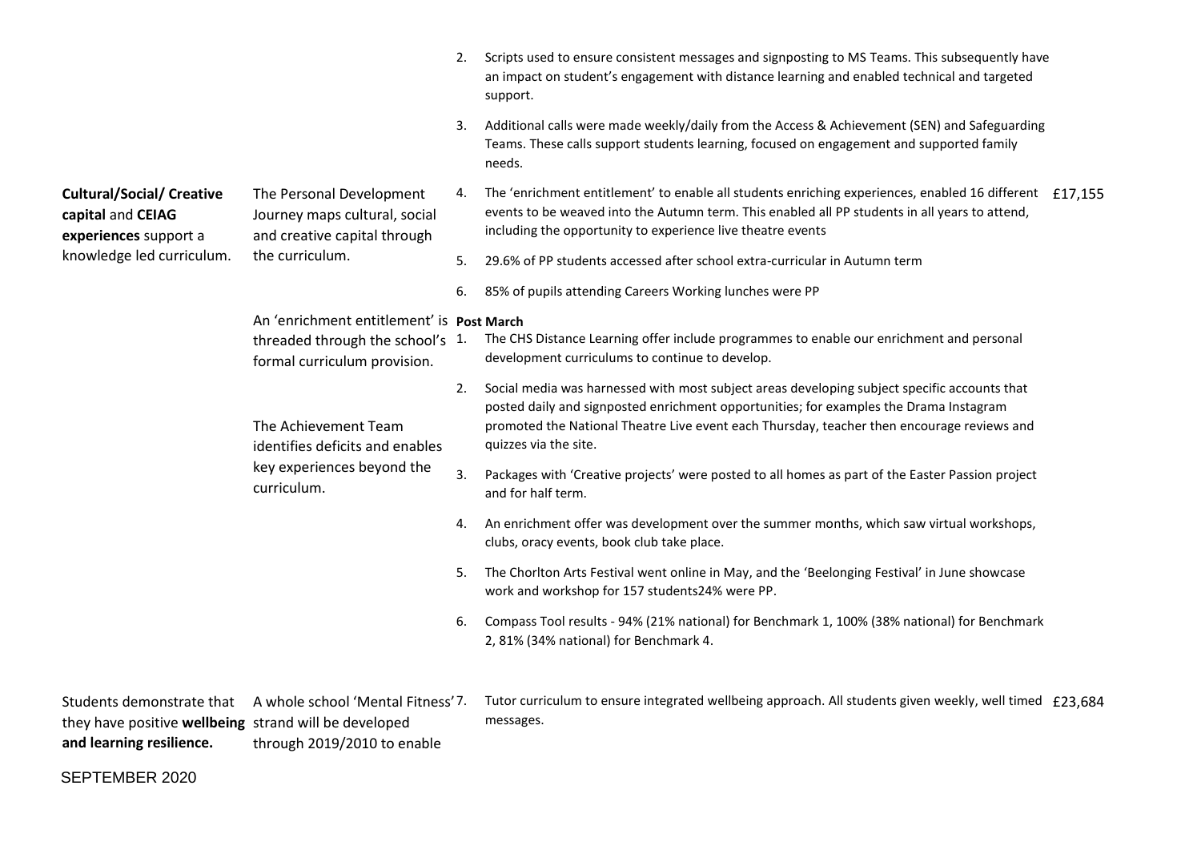| | | | |
|---|---|---|---|
| | | 2. Scripts used to ensure consistent messages and signposting to MS Teams. This subsequently have an impact on student's engagement with distance learning and enabled technical and targeted support. | |
| | | 3. Additional calls were made weekly/daily from the Access & Achievement (SEN) and Safeguarding Teams. These calls support students learning, focused on engagement and supported family needs. | |
| **Cultural/Social/ Creative capital** and **CEIAG experiences** support a knowledge led curriculum. | The Personal Development Journey maps cultural, social and creative capital through the curriculum.<br><br>An 'enrichment entitlement' is threaded through the school's formal curriculum provision.<br><br>The Achievement Team identifies deficits and enables key experiences beyond the curriculum. | 4. The 'enrichment entitlement' to enable all students enriching experiences, enabled 16 different events to be weaved into the Autumn term. This enabled all PP students in all years to attend, including the opportunity to experience live theatre events<br><br>5. 29.6% of PP students accessed after school extra-curricular in Autumn term<br><br>6. 85% of pupils attending Careers Working lunches were PP<br><br>**Post March**<br><br>1. The CHS Distance Learning offer include programmes to enable our enrichment and personal development curriculums to continue to develop.<br><br>2. Social media was harnessed with most subject areas developing subject specific accounts that posted daily and signposted enrichment opportunities; for examples the Drama Instagram promoted the National Theatre Live event each Thursday, teacher then encourage reviews and quizzes via the site.<br><br>3. Packages with 'Creative projects' were posted to all homes as part of the Easter Passion project and for half term.<br><br>4. An enrichment offer was development over the summer months, which saw virtual workshops, clubs, oracy events, book club take place.<br><br>5. The Chorlton Arts Festival went online in May, and the 'Beelonging Festival' in June showcase work and workshop for 157 students24% were PP.<br><br>6. Compass Tool results - 94% (21% national) for Benchmark 1, 100% (38% national) for Benchmark 2, 81% (34% national) for Benchmark 4. | £17,155 |
| Students demonstrate that they have positive **wellbeing and learning resilience.** | A whole school 'Mental Fitness' strand will be developed through 2019/2010 to enable | 7. Tutor curriculum to ensure integrated wellbeing approach. All students given weekly, well timed messages. | £23,684 |

SEPTEMBER 2020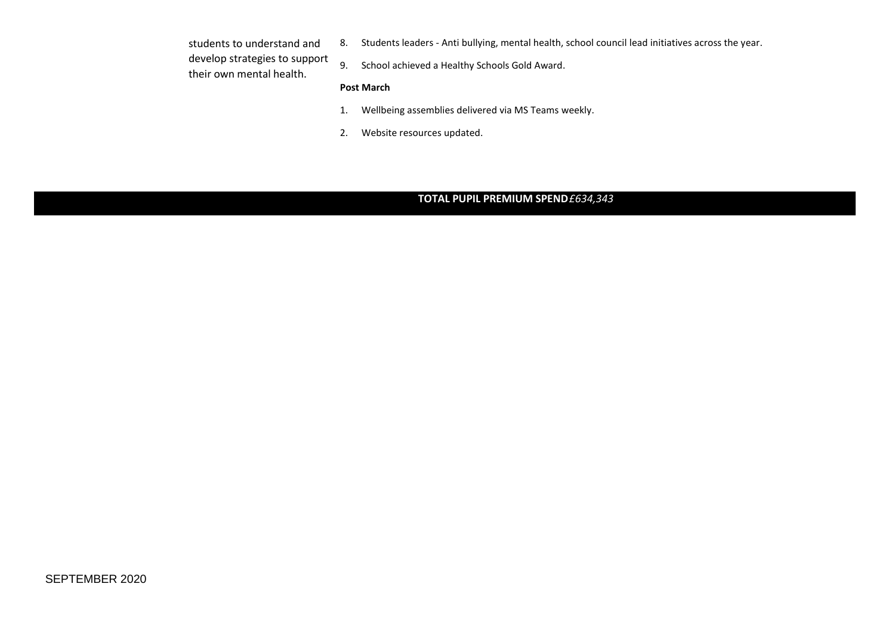| | |
|---|---|
| students to understand and develop strategies to support their own mental health. | 8. Students leaders - Anti bullying, mental health, school council lead initiatives across the year.<br>9. School achieved a Healthy Schools Gold Award.<br>**Post March**<br>1. Wellbeing assemblies delivered via MS Teams weekly.<br>2. Website resources updated. |

**TOTAL PUPIL PREMIUM SPEND** *£634,343*

SEPTEMBER 2020